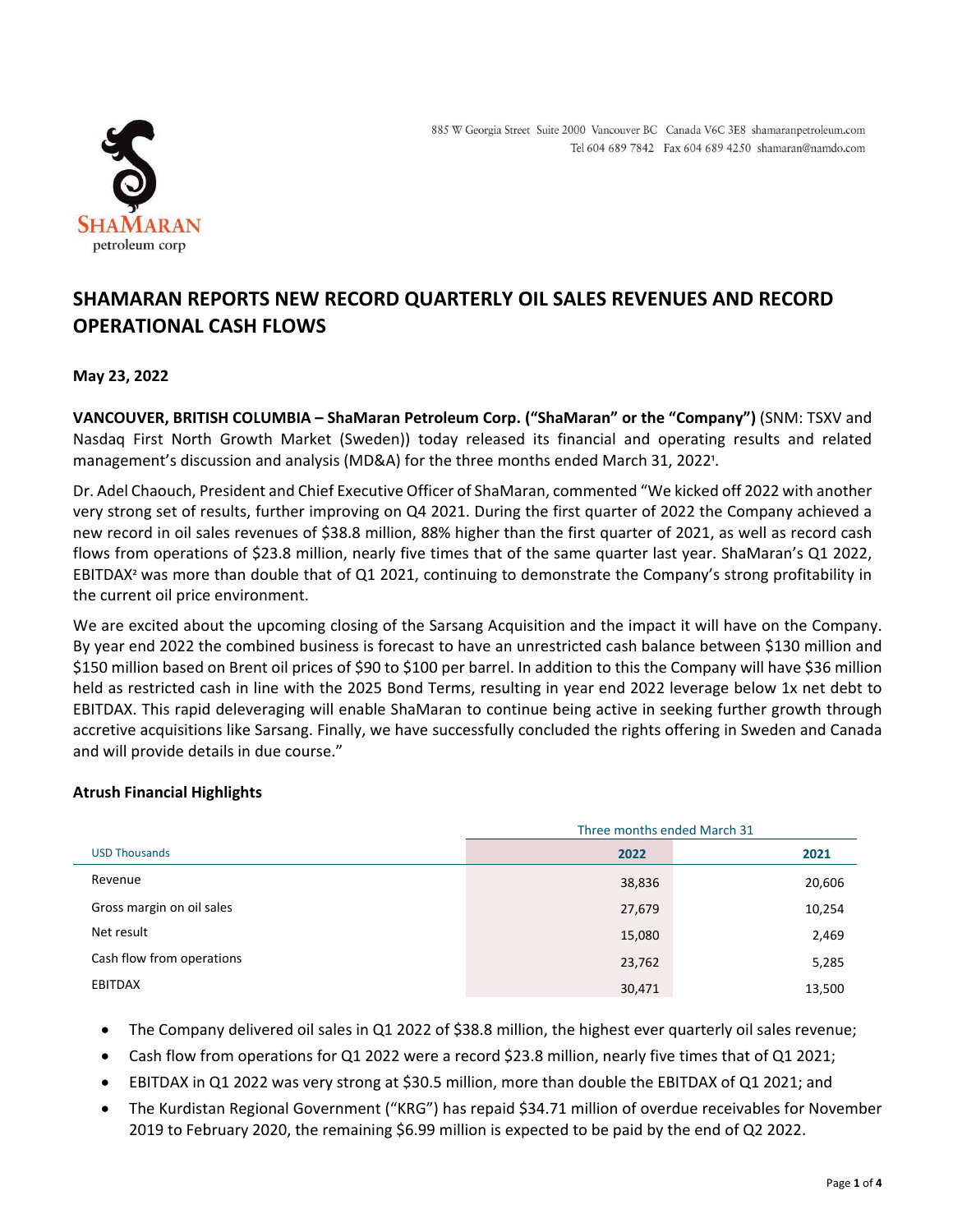885 W Georgia Street Suite 2000 Vancouver BC Canada V6C 3E8 shamaranpetroleum.com
Tel 604 689 7842 Fax 604 689 4250 shamaran@namdo.com

# SHAMARAN REPORTS NEW RECORD QUARTERLY OIL SALES REVENUES AND RECORD OPERATIONAL CASH FLOWS

**May 23, 2022**

**VANCOUVER, BRITISH COLUMBIA – ShaMaran Petroleum Corp. ("ShaMaran" or the "Company")** (SNM: TSXV and Nasdaq First North Growth Market (Sweden)) today released its financial and operating results and related management's discussion and analysis (MD&A) for the three months ended March 31, 2022[1].

Dr. Adel Chaouch, President and Chief Executive Officer of ShaMaran, commented "We kicked off 2022 with another very strong set of results, further improving on Q4 2021. During the first quarter of 2022 the Company achieved a new record in oil sales revenues of $38.8 million, 88% higher than the first quarter of 2021, as well as record cash flows from operations of $23.8 million, nearly five times that of the same quarter last year. ShaMaran's Q1 2022, EBITDAX[2] was more than double that of Q1 2021, continuing to demonstrate the Company's strong profitability in the current oil price environment.

We are excited about the upcoming closing of the Sarsang Acquisition and the impact it will have on the Company. By year end 2022 the combined business is forecast to have an unrestricted cash balance between $130 million and $150 million based on Brent oil prices of $90 to $100 per barrel. In addition to this the Company will have $36 million held as restricted cash in line with the 2025 Bond Terms, resulting in year end 2022 leverage below 1x net debt to EBITDAX. This rapid deleveraging will enable ShaMaran to continue being active in seeking further growth through accretive acquisitions like Sarsang. Finally, we have successfully concluded the rights offering in Sweden and Canada and will provide details in due course."

### Atrush Financial Highlights

| | Three months ended March 31 | |
|---|---|---|
| USD Thousands | 2022 | 2021 |
| Revenue | 38,836 | 20,606 |
| Gross margin on oil sales | 27,679 | 10,254 |
| Net result | 15,080 | 2,469 |
| Cash flow from operations | 23,762 | 5,285 |
| EBITDAX | 30,471 | 13,500 |

- The Company delivered oil sales in Q1 2022 of $38.8 million, the highest ever quarterly oil sales revenue;
- Cash flow from operations for Q1 2022 were a record $23.8 million, nearly five times that of Q1 2021;
- EBITDAX in Q1 2022 was very strong at $30.5 million, more than double the EBITDAX of Q1 2021; and
- The Kurdistan Regional Government ("KRG") has repaid $34.71 million of overdue receivables for November 2019 to February 2020, the remaining $6.99 million is expected to be paid by the end of Q2 2022.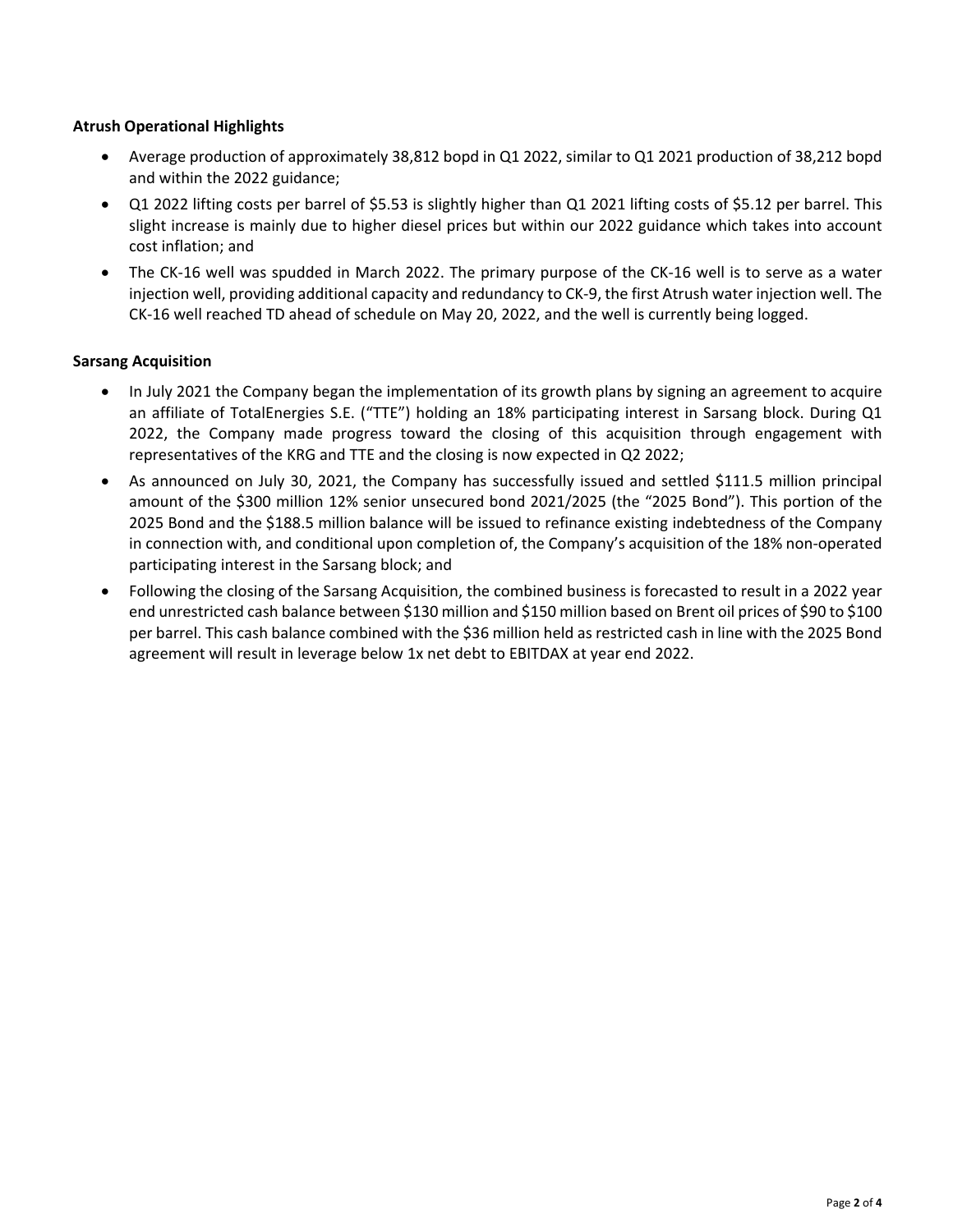**Atrush Operational Highlights**

- Average production of approximately 38,812 bopd in Q1 2022, similar to Q1 2021 production of 38,212 bopd and within the 2022 guidance;
- Q1 2022 lifting costs per barrel of $5.53 is slightly higher than Q1 2021 lifting costs of $5.12 per barrel. This slight increase is mainly due to higher diesel prices but within our 2022 guidance which takes into account cost inflation; and
- The CK-16 well was spudded in March 2022. The primary purpose of the CK-16 well is to serve as a water injection well, providing additional capacity and redundancy to CK-9, the first Atrush water injection well. The CK-16 well reached TD ahead of schedule on May 20, 2022, and the well is currently being logged.

**Sarsang Acquisition**

- In July 2021 the Company began the implementation of its growth plans by signing an agreement to acquire an affiliate of TotalEnergies S.E. ("TTE") holding an 18% participating interest in Sarsang block. During Q1 2022, the Company made progress toward the closing of this acquisition through engagement with representatives of the KRG and TTE and the closing is now expected in Q2 2022;
- As announced on July 30, 2021, the Company has successfully issued and settled $111.5 million principal amount of the $300 million 12% senior unsecured bond 2021/2025 (the "2025 Bond"). This portion of the 2025 Bond and the $188.5 million balance will be issued to refinance existing indebtedness of the Company in connection with, and conditional upon completion of, the Company's acquisition of the 18% non-operated participating interest in the Sarsang block; and
- Following the closing of the Sarsang Acquisition, the combined business is forecasted to result in a 2022 year end unrestricted cash balance between $130 million and $150 million based on Brent oil prices of $90 to $100 per barrel. This cash balance combined with the $36 million held as restricted cash in line with the 2025 Bond agreement will result in leverage below 1x net debt to EBITDAX at year end 2022.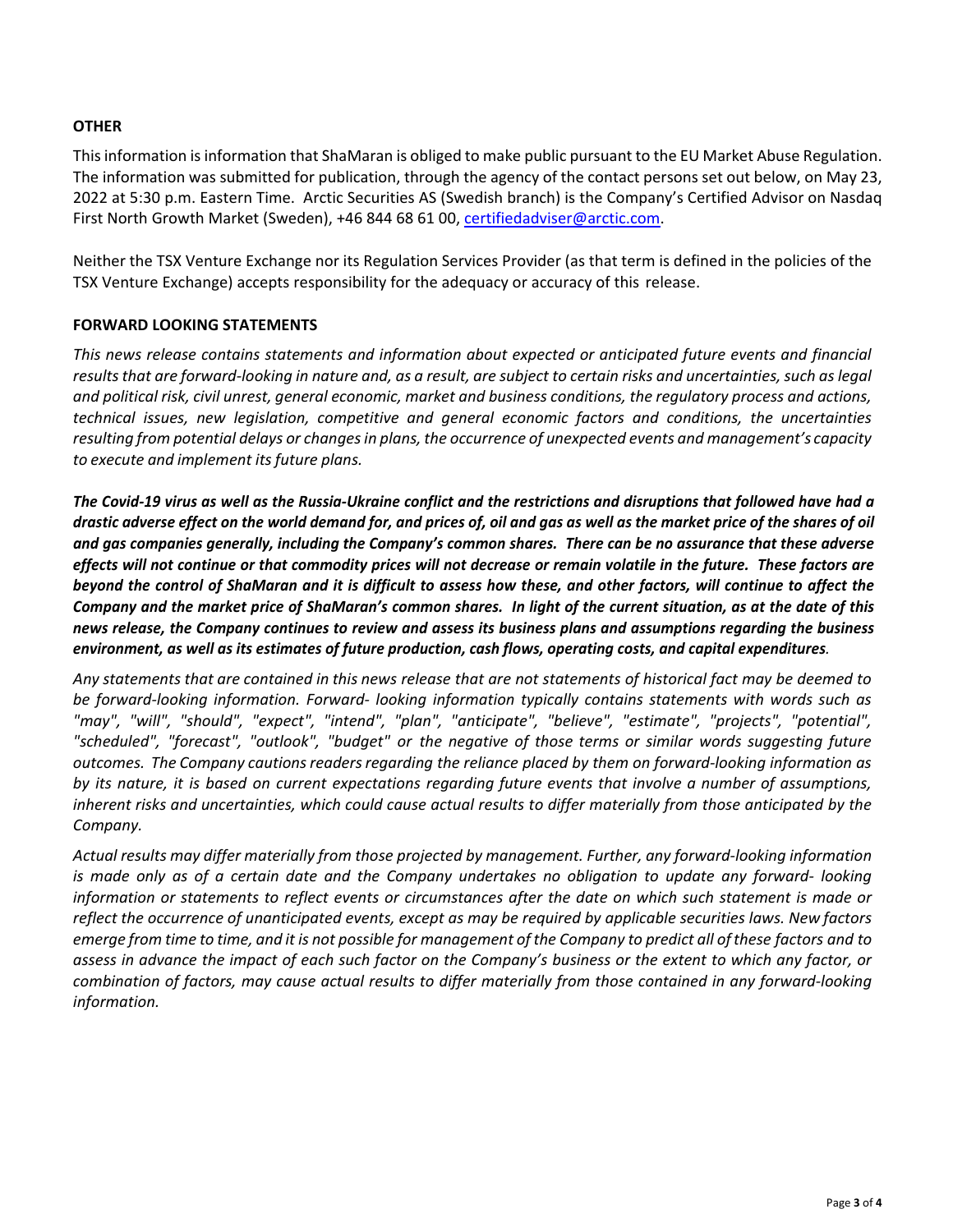## OTHER

This information is information that ShaMaran is obliged to make public pursuant to the EU Market Abuse Regulation. The information was submitted for publication, through the agency of the contact persons set out below, on May 23, 2022 at 5:30 p.m. Eastern Time. Arctic Securities AS (Swedish branch) is the Company's Certified Advisor on Nasdaq First North Growth Market (Sweden), +46 844 68 61 00, certifiedadviser@arctic.com.

Neither the TSX Venture Exchange nor its Regulation Services Provider (as that term is defined in the policies of the TSX Venture Exchange) accepts responsibility for the adequacy or accuracy of this release.

## FORWARD LOOKING STATEMENTS

*This news release contains statements and information about expected or anticipated future events and financial results that are forward-looking in nature and, as a result, are subject to certain risks and uncertainties, such as legal and political risk, civil unrest, general economic, market and business conditions, the regulatory process and actions, technical issues, new legislation, competitive and general economic factors and conditions, the uncertainties resulting from potential delays or changes in plans, the occurrence of unexpected events and management's capacity to execute and implement its future plans.*

***The Covid-19 virus as well as the Russia-Ukraine conflict and the restrictions and disruptions that followed have had a drastic adverse effect on the world demand for, and prices of, oil and gas as well as the market price of the shares of oil and gas companies generally, including the Company's common shares. There can be no assurance that these adverse effects will not continue or that commodity prices will not decrease or remain volatile in the future. These factors are beyond the control of ShaMaran and it is difficult to assess how these, and other factors, will continue to affect the Company and the market price of ShaMaran's common shares. In light of the current situation, as at the date of this news release, the Company continues to review and assess its business plans and assumptions regarding the business environment, as well as its estimates of future production, cash flows, operating costs, and capital expenditures.***

*Any statements that are contained in this news release that are not statements of historical fact may be deemed to be forward-looking information. Forward- looking information typically contains statements with words such as "may", "will", "should", "expect", "intend", "plan", "anticipate", "believe", "estimate", "projects", "potential", "scheduled", "forecast", "outlook", "budget" or the negative of those terms or similar words suggesting future outcomes. The Company cautions readers regarding the reliance placed by them on forward-looking information as by its nature, it is based on current expectations regarding future events that involve a number of assumptions, inherent risks and uncertainties, which could cause actual results to differ materially from those anticipated by the Company.*

*Actual results may differ materially from those projected by management. Further, any forward-looking information is made only as of a certain date and the Company undertakes no obligation to update any forward- looking information or statements to reflect events or circumstances after the date on which such statement is made or reflect the occurrence of unanticipated events, except as may be required by applicable securities laws. New factors emerge from time to time, and it is not possible for management of the Company to predict all of these factors and to assess in advance the impact of each such factor on the Company's business or the extent to which any factor, or combination of factors, may cause actual results to differ materially from those contained in any forward-looking information.*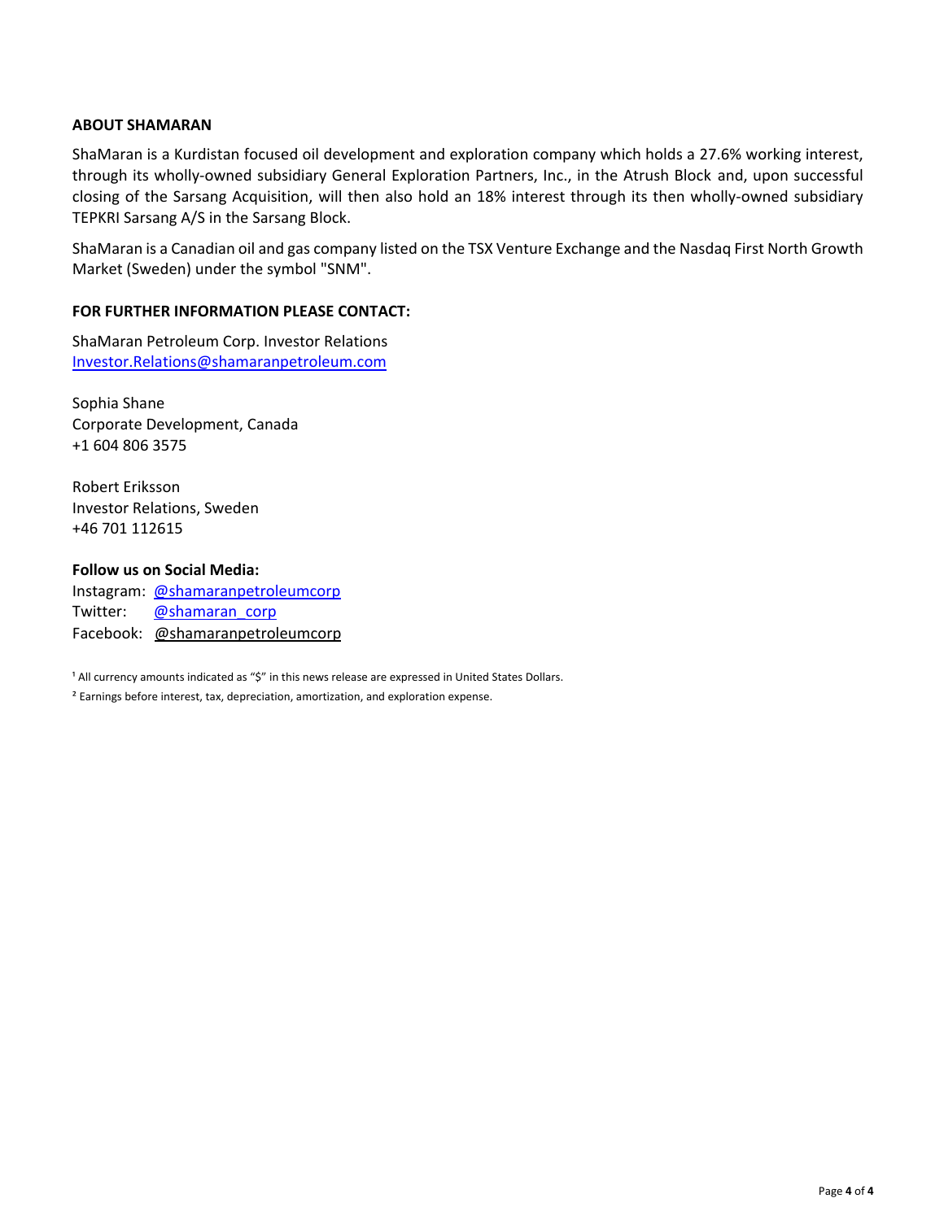**ABOUT SHAMARAN**

ShaMaran is a Kurdistan focused oil development and exploration company which holds a 27.6% working interest, through its wholly-owned subsidiary General Exploration Partners, Inc., in the Atrush Block and, upon successful closing of the Sarsang Acquisition, will then also hold an 18% interest through its then wholly-owned subsidiary TEPKRI Sarsang A/S in the Sarsang Block.

ShaMaran is a Canadian oil and gas company listed on the TSX Venture Exchange and the Nasdaq First North Growth Market (Sweden) under the symbol "SNM".

**FOR FURTHER INFORMATION PLEASE CONTACT:**

ShaMaran Petroleum Corp. Investor Relations
Investor.Relations@shamaranpetroleum.com

Sophia Shane
Corporate Development, Canada
+1 604 806 3575

Robert Eriksson
Investor Relations, Sweden
+46 701 112615

**Follow us on Social Media:**
Instagram: @shamaranpetroleumcorp
Twitter: @shamaran_corp
Facebook: @shamaranpetroleumcorp

[1] All currency amounts indicated as "$" in this news release are expressed in United States Dollars.

[2] Earnings before interest, tax, depreciation, amortization, and exploration expense.